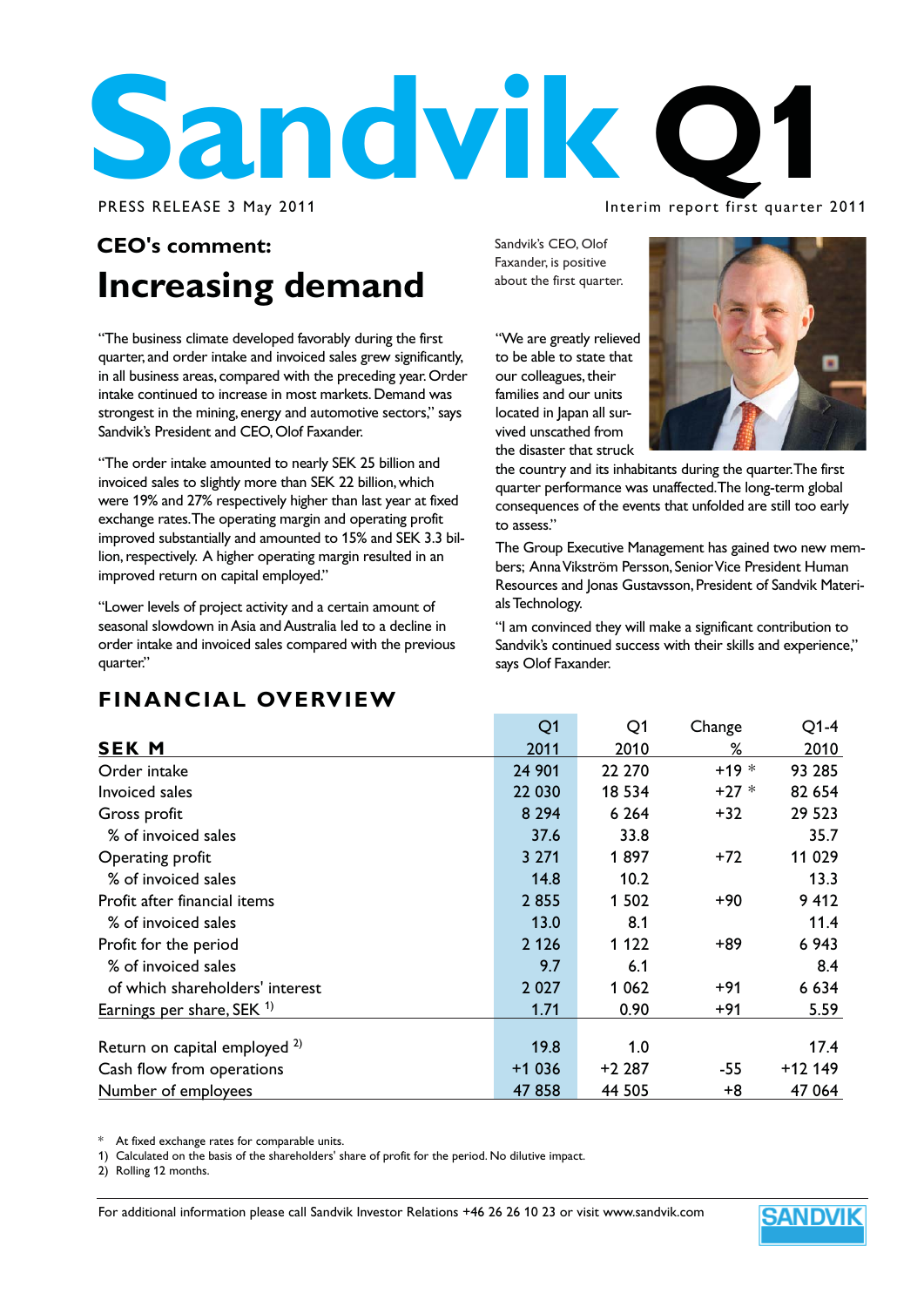# Sandvik Q1

PRESS RELEASE 3 May 2011

Interim report first quarter 2011

## CEO's comment:

# Increasing demand

Sandvik's CEO, Olof Faxander, is positive about the first quarter.

"The business climate developed favorably during the first quarter, and order intake and invoiced sales grew significantly, in all business areas, compared with the preceding year. Order intake continued to increase in most markets. Demand was strongest in the mining, energy and automotive sectors," says Sandvik's President and CEO, Olof Faxander.

"The order intake amounted to nearly SEK 25 billion and invoiced sales to slightly more than SEK 22 billion, which were 19% and 27% respectively higher than last year at fixed exchange rates. The operating margin and operating profit improved substantially and amounted to 15% and SEK 3.3 billion, respectively. A higher operating margin resulted in an improved return on capital employed."

"Lower levels of project activity and a certain amount of seasonal slowdown in Asia and Australia led to a decline in order intake and invoiced sales compared with the previous quarter."

"We are greatly relieved to be able to state that our colleagues, their families and our units located in Japan all survived unscathed from the disaster that struck the country and its inhabitants during the quarter. The first quarter performance was unaffected. The long-term global consequences of the events that unfolded are still too early to assess."

The Group Executive Management has gained two new members; Anna Vikström Persson, Senior Vice President Human Resources and Jonas Gustavsson, President of Sandvik Materials Technology.

"I am convinced they will make a significant contribution to Sandvik's continued success with their skills and experience," says Olof Faxander.

## FINANCIAL OVERVIEW

| SEK M | Q1 2011 | Q1 2010 | Change % | Q1-4 2010 |
|---|---|---|---|---|
| Order intake | 24 901 | 22 270 | +19 * | 93 285 |
| Invoiced sales | 22 030 | 18 534 | +27 * | 82 654 |
| Gross profit | 8 294 | 6 264 | +32 | 29 523 |
| % of invoiced sales | 37.6 | 33.8 | | 35.7 |
| Operating profit | 3 271 | 1 897 | +72 | 11 029 |
| % of invoiced sales | 14.8 | 10.2 | | 13.3 |
| Profit after financial items | 2 855 | 1 502 | +90 | 9 412 |
| % of invoiced sales | 13.0 | 8.1 | | 11.4 |
| Profit for the period | 2 126 | 1 122 | +89 | 6 943 |
| % of invoiced sales | 9.7 | 6.1 | | 8.4 |
| of which shareholders' interest | 2 027 | 1 062 | +91 | 6 634 |
| Earnings per share, SEK [1] | 1.71 | 0.90 | +91 | 5.59 |
| Return on capital employed [2] | 19.8 | 1.0 | | 17.4 |
| Cash flow from operations | +1 036 | +2 287 | -55 | +12 149 |
| Number of employees | 47 858 | 44 505 | +8 | 47 064 |

\* At fixed exchange rates for comparable units.
1) Calculated on the basis of the shareholders' share of profit for the period. No dilutive impact.
2) Rolling 12 months.

For additional information please call Sandvik Investor Relations +46 26 26 10 23 or visit www.sandvik.com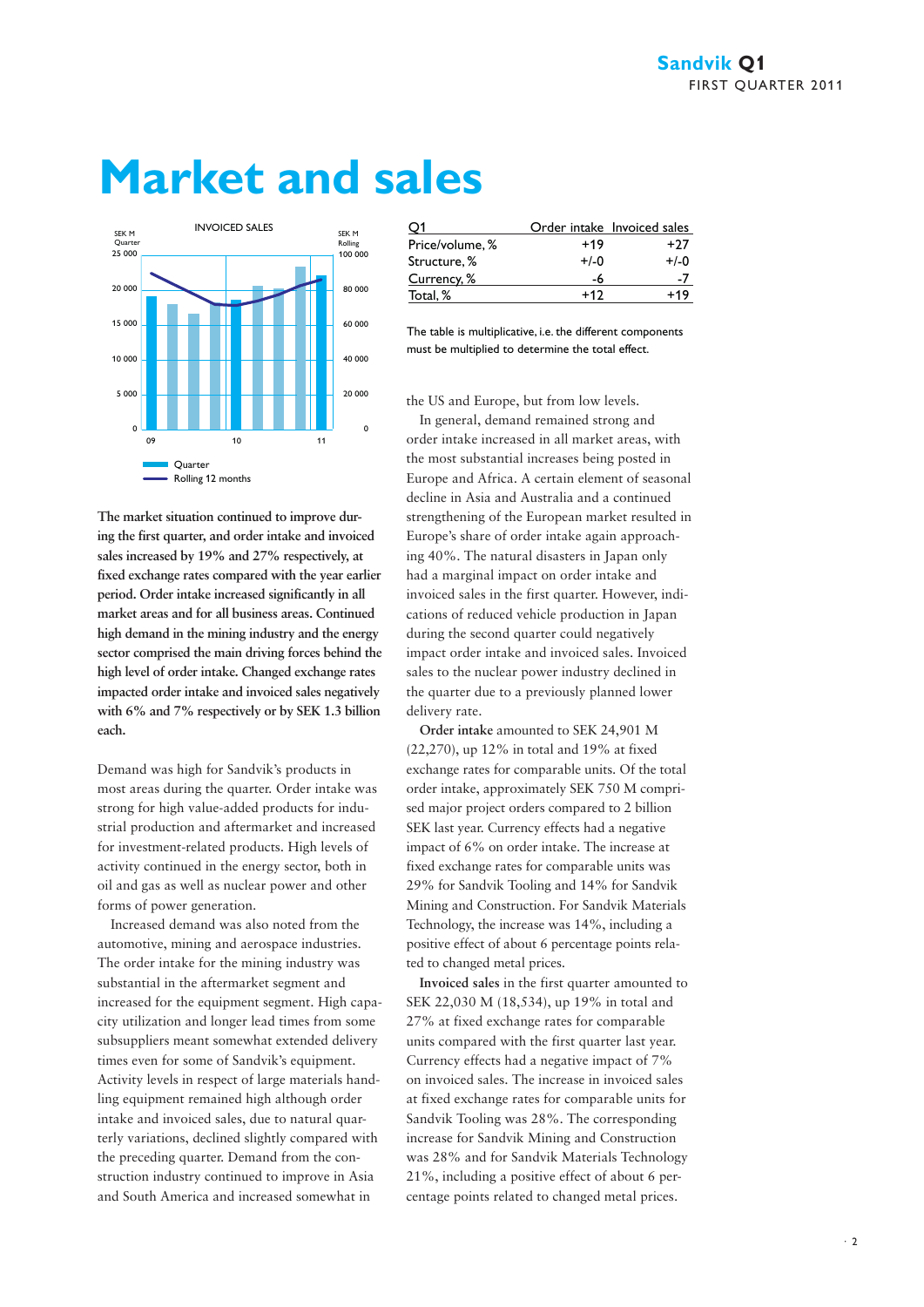# Market and sales

INVOICED SALES

| Q1 | Order intake | Invoiced sales |
|---|---|---|
| Price/volume, % | +19 | +27 |
| Structure, % | +/-0 | +/-0 |
| Currency, % | -6 | -7 |
| Total, % | +12 | +19 |

The table is multiplicative, i.e. the different components must be multiplied to determine the total effect.

**The market situation continued to improve during the first quarter, and order intake and invoiced sales increased by 19% and 27% respectively, at fixed exchange rates compared with the year earlier period. Order intake increased significantly in all market areas and for all business areas. Continued high demand in the mining industry and the energy sector comprised the main driving forces behind the high level of order intake. Changed exchange rates impacted order intake and invoiced sales negatively with 6% and 7% respectively or by SEK 1.3 billion each.**

Demand was high for Sandvik's products in most areas during the quarter. Order intake was strong for high value-added products for industrial production and aftermarket and increased for investment-related products. High levels of activity continued in the energy sector, both in oil and gas as well as nuclear power and other forms of power generation.

Increased demand was also noted from the automotive, mining and aerospace industries. The order intake for the mining industry was substantial in the aftermarket segment and increased for the equipment segment. High capacity utilization and longer lead times from some subsuppliers meant somewhat extended delivery times even for some of Sandvik's equipment. Activity levels in respect of large materials handling equipment remained high although order intake and invoiced sales, due to natural quarterly variations, declined slightly compared with the preceding quarter. Demand from the construction industry continued to improve in Asia and South America and increased somewhat in the US and Europe, but from low levels.

In general, demand remained strong and order intake increased in all market areas, with the most substantial increases being posted in Europe and Africa. A certain element of seasonal decline in Asia and Australia and a continued strengthening of the European market resulted in Europe's share of order intake again approaching 40%. The natural disasters in Japan only had a marginal impact on order intake and invoiced sales in the first quarter. However, indications of reduced vehicle production in Japan during the second quarter could negatively impact order intake and invoiced sales. Invoiced sales to the nuclear power industry declined in the quarter due to a previously planned lower delivery rate.

**Order intake** amounted to SEK 24,901 M (22,270), up 12% in total and 19% at fixed exchange rates for comparable units. Of the total order intake, approximately SEK 750 M comprised major project orders compared to 2 billion SEK last year. Currency effects had a negative impact of 6% on order intake. The increase at fixed exchange rates for comparable units was 29% for Sandvik Tooling and 14% for Sandvik Mining and Construction. For Sandvik Materials Technology, the increase was 14%, including a positive effect of about 6 percentage points related to changed metal prices.

**Invoiced sales** in the first quarter amounted to SEK 22,030 M (18,534), up 19% in total and 27% at fixed exchange rates for comparable units compared with the first quarter last year. Currency effects had a negative impact of 7% on invoiced sales. The increase in invoiced sales at fixed exchange rates for comparable units for Sandvik Tooling was 28%. The corresponding increase for Sandvik Mining and Construction was 28% and for Sandvik Materials Technology 21%, including a positive effect of about 6 percentage points related to changed metal prices.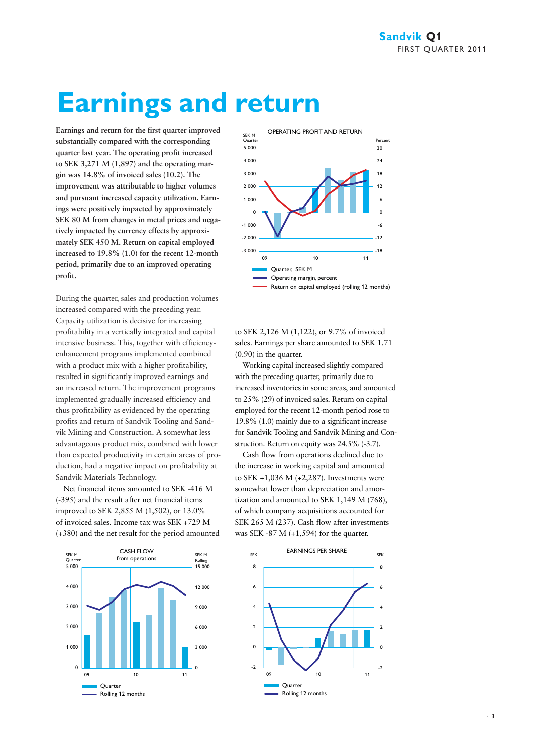# Earnings and return

**Earnings and return for the first quarter improved substantially compared with the corresponding quarter last year. The operating profit increased to SEK 3,271 M (1,897) and the operating margin was 14.8% of invoiced sales (10.2). The improvement was attributable to higher volumes and pursuant increased capacity utilization. Earnings were positively impacted by approximately SEK 80 M from changes in metal prices and negatively impacted by currency effects by approximately SEK 450 M. Return on capital employed increased to 19.8% (1.0) for the recent 12-month period, primarily due to an improved operating profit.**

During the quarter, sales and production volumes increased compared with the preceding year. Capacity utilization is decisive for increasing profitability in a vertically integrated and capital intensive business. This, together with efficiency-enhancement programs implemented combined with a product mix with a higher profitability, resulted in significantly improved earnings and an increased return. The improvement programs implemented gradually increased efficiency and thus profitability as evidenced by the operating profits and return of Sandvik Tooling and Sandvik Mining and Construction. A somewhat less advantageous product mix, combined with lower than expected productivity in certain areas of production, had a negative impact on profitability at Sandvik Materials Technology.

Net financial items amounted to SEK -416 M (-395) and the result after net financial items improved to SEK 2,855 M (1,502), or 13.0% of invoiced sales. Income tax was SEK +729 M (+380) and the net result for the period amounted to SEK 2,126 M (1,122), or 9.7% of invoiced sales. Earnings per share amounted to SEK 1.71 (0.90) in the quarter.

Working capital increased slightly compared with the preceding quarter, primarily due to increased inventories in some areas, and amounted to 25% (29) of invoiced sales. Return on capital employed for the recent 12-month period rose to 19.8% (1.0) mainly due to a significant increase for Sandvik Tooling and Sandvik Mining and Construction. Return on equity was 24.5% (-3.7).

Cash flow from operations declined due to the increase in working capital and amounted to SEK +1,036 M (+2,287). Investments were somewhat lower than depreciation and amortization and amounted to SEK 1,149 M (768), of which company acquisitions accounted for SEK 265 M (237). Cash flow after investments was SEK -87 M (+1,594) for the quarter.

OPERATING PROFIT AND RETURN

- Quarter, SEK M
- Operating margin, percent
- Return on capital employed (rolling 12 months)

CASH FLOW from operations

- Quarter
- Rolling 12 months

EARNINGS PER SHARE

- Quarter
- Rolling 12 months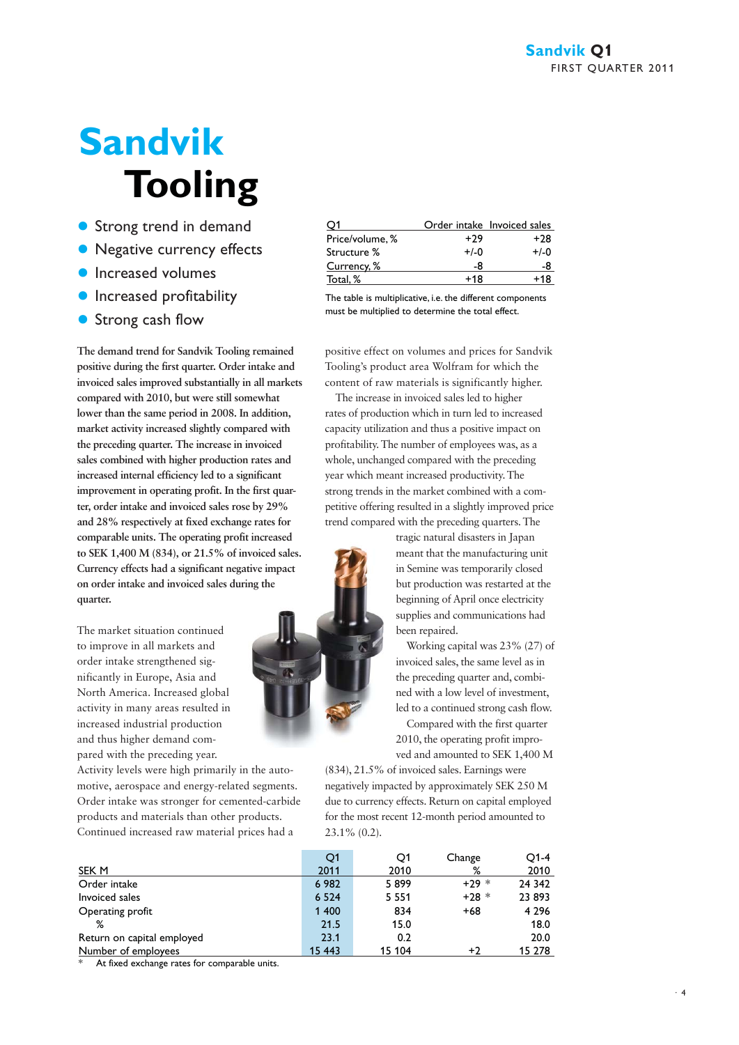# Sandvik Tooling

- Strong trend in demand
- Negative currency effects
- Increased volumes
- Increased profitability
- Strong cash flow

| Q1 | Order intake | Invoiced sales |
|---|---|---|
| Price/volume, % | +29 | +28 |
| Structure % | +/-0 | +/-0 |
| Currency, % | -8 | -8 |
| Total, % | +18 | +18 |

The table is multiplicative, i.e. the different components must be multiplied to determine the total effect.

**The demand trend for Sandvik Tooling remained positive during the first quarter. Order intake and invoiced sales improved substantially in all markets compared with 2010, but were still somewhat lower than the same period in 2008. In addition, market activity increased slightly compared with the preceding quarter. The increase in invoiced sales combined with higher production rates and increased internal efficiency led to a significant improvement in operating profit. In the first quarter, order intake and invoiced sales rose by 29% and 28% respectively at fixed exchange rates for comparable units. The operating profit increased to SEK 1,400 M (834), or 21.5% of invoiced sales. Currency effects had a significant negative impact on order intake and invoiced sales during the quarter.**

The market situation continued to improve in all markets and order intake strengthened significantly in Europe, Asia and North America. Increased global activity in many areas resulted in increased industrial production and thus higher demand compared with the preceding year. Activity levels were high primarily in the automotive, aerospace and energy-related segments. Order intake was stronger for cemented-carbide products and materials than other products. Continued increased raw material prices had a positive effect on volumes and prices for Sandvik Tooling's product area Wolfram for which the content of raw materials is significantly higher.

The increase in invoiced sales led to higher rates of production which in turn led to increased capacity utilization and thus a positive impact on profitability. The number of employees was, as a whole, unchanged compared with the preceding year which meant increased productivity. The strong trends in the market combined with a competitive offering resulted in a slightly improved price trend compared with the preceding quarters. The tragic natural disasters in Japan meant that the manufacturing unit in Semine was temporarily closed but production was restarted at the beginning of April once electricity supplies and communications had been repaired.

Working capital was 23% (27) of invoiced sales, the same level as in the preceding quarter and, combined with a low level of investment, led to a continued strong cash flow.

Compared with the first quarter 2010, the operating profit improved and amounted to SEK 1,400 M (834), 21.5% of invoiced sales. Earnings were negatively impacted by approximately SEK 250 M due to currency effects. Return on capital employed for the most recent 12-month period amounted to 23.1% (0.2).

| SEK M | Q1 2011 | Q1 2010 | Change % | Q1-4 2010 |
|---|---|---|---|---|
| Order intake | 6 982 | 5 899 | +29 * | 24 342 |
| Invoiced sales | 6 524 | 5 551 | +28 * | 23 893 |
| Operating profit | 1 400 | 834 | +68 | 4 296 |
| % | 21.5 | 15.0 | | 18.0 |
| Return on capital employed | 23.1 | 0.2 | | 20.0 |
| Number of employees | 15 443 | 15 104 | +2 | 15 278 |

\* At fixed exchange rates for comparable units.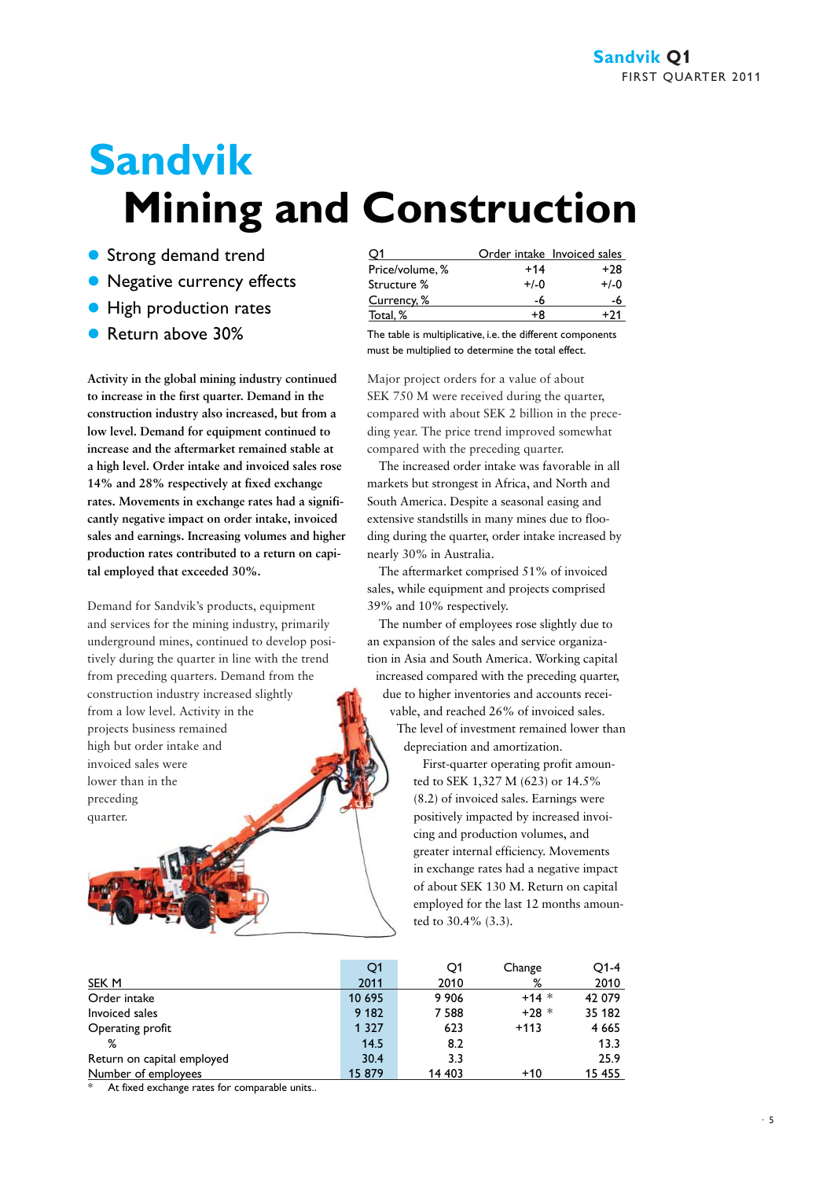# Sandvik Mining and Construction

- Strong demand trend
- Negative currency effects
- High production rates
- Return above 30%

| Q1 | Order intake | Invoiced sales |
|---|---|---|
| Price/volume, % | +14 | +28 |
| Structure % | +/-0 | +/-0 |
| Currency, % | -6 | -6 |
| Total, % | +8 | +21 |

The table is multiplicative, i.e. the different components must be multiplied to determine the total effect.

**Activity in the global mining industry continued to increase in the first quarter. Demand in the construction industry also increased, but from a low level. Demand for equipment continued to increase and the aftermarket remained stable at a high level. Order intake and invoiced sales rose 14% and 28% respectively at fixed exchange rates. Movements in exchange rates had a significantly negative impact on order intake, invoiced sales and earnings. Increasing volumes and higher production rates contributed to a return on capital employed that exceeded 30%.**

Demand for Sandvik's products, equipment and services for the mining industry, primarily underground mines, continued to develop positively during the quarter in line with the trend from preceding quarters. Demand from the construction industry increased slightly from a low level. Activity in the projects business remained high but order intake and invoiced sales were lower than in the preceding quarter.

Major project orders for a value of about SEK 750 M were received during the quarter, compared with about SEK 2 billion in the preceding year. The price trend improved somewhat compared with the preceding quarter.

The increased order intake was favorable in all markets but strongest in Africa, and North and South America. Despite a seasonal easing and extensive standstills in many mines due to flooding during the quarter, order intake increased by nearly 30% in Australia.

The aftermarket comprised 51% of invoiced sales, while equipment and projects comprised 39% and 10% respectively.

The number of employees rose slightly due to an expansion of the sales and service organization in Asia and South America. Working capital increased compared with the preceding quarter, due to higher inventories and accounts receivable, and reached 26% of invoiced sales.

The level of investment remained lower than depreciation and amortization.

First-quarter operating profit amounted to SEK 1,327 M (623) or 14.5% (8.2) of invoiced sales. Earnings were positively impacted by increased invoicing and production volumes, and greater internal efficiency. Movements in exchange rates had a negative impact of about SEK 130 M. Return on capital employed for the last 12 months amounted to 30.4% (3.3).

| SEK M | Q1 2011 | Q1 2010 | Change % | Q1-4 2010 |
|---|---|---|---|---|
| Order intake | 10 695 | 9 906 | +14 * | 42 079 |
| Invoiced sales | 9 182 | 7 588 | +28 * | 35 182 |
| Operating profit | 1 327 | 623 | +113 | 4 665 |
| % | 14.5 | 8.2 | | 13.3 |
| Return on capital employed | 30.4 | 3.3 | | 25.9 |
| Number of employees | 15 879 | 14 403 | +10 | 15 455 |

\* At fixed exchange rates for comparable units..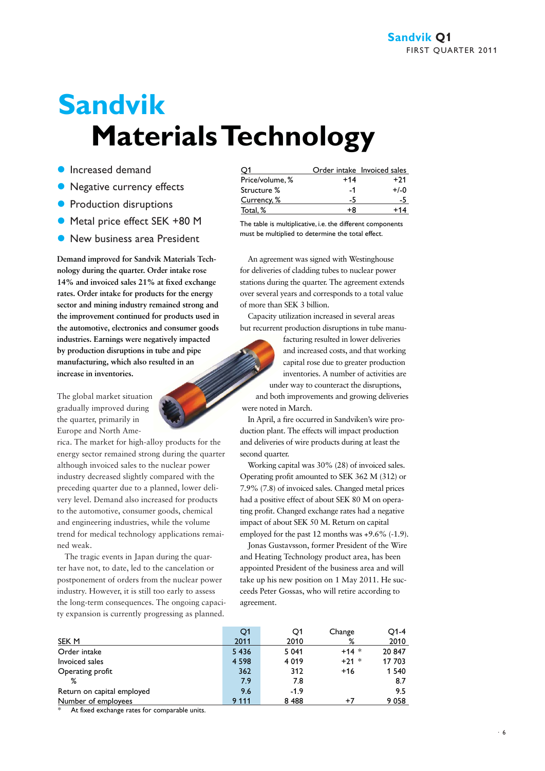# Sandvik Materials Technology

- Increased demand
- Negative currency effects
- Production disruptions
- Metal price effect SEK +80 M
- New business area President

| Q1 | Order intake | Invoiced sales |
|---|---|---|
| Price/volume, % | +14 | +21 |
| Structure % | -1 | +/-0 |
| Currency, % | -5 | -5 |
| Total, % | +8 | +14 |

The table is multiplicative, i.e. the different components must be multiplied to determine the total effect.

**Demand improved for Sandvik Materials Technology during the quarter. Order intake rose 14% and invoiced sales 21% at fixed exchange rates. Order intake for products for the energy sector and mining industry remained strong and the improvement continued for products used in the automotive, electronics and consumer goods industries. Earnings were negatively impacted by production disruptions in tube and pipe manufacturing, which also resulted in an increase in inventories.**

The global market situation gradually improved during the quarter, primarily in Europe and North America. The market for high-alloy products for the energy sector remained strong during the quarter although invoiced sales to the nuclear power industry decreased slightly compared with the preceding quarter due to a planned, lower delivery level. Demand also increased for products to the automotive, consumer goods, chemical and engineering industries, while the volume trend for medical technology applications remained weak.

The tragic events in Japan during the quarter have not, to date, led to the cancelation or postponement of orders from the nuclear power industry. However, it is still too early to assess the long-term consequences. The ongoing capacity expansion is currently progressing as planned.

An agreement was signed with Westinghouse for deliveries of cladding tubes to nuclear power stations during the quarter. The agreement extends over several years and corresponds to a total value of more than SEK 3 billion.

Capacity utilization increased in several areas but recurrent production disruptions in tube manufacturing resulted in lower deliveries and increased costs, and that working capital rose due to greater production inventories. A number of activities are under way to counteract the disruptions, and both improvements and growing deliveries were noted in March.

In April, a fire occurred in Sandviken's wire production plant. The effects will impact production and deliveries of wire products during at least the second quarter.

Working capital was 30% (28) of invoiced sales. Operating profit amounted to SEK 362 M (312) or 7.9% (7.8) of invoiced sales. Changed metal prices had a positive effect of about SEK 80 M on operating profit. Changed exchange rates had a negative impact of about SEK 50 M. Return on capital employed for the past 12 months was +9.6% (-1.9).

Jonas Gustavsson, former President of the Wire and Heating Technology product area, has been appointed President of the business area and will take up his new position on 1 May 2011. He succeeds Peter Gossas, who will retire according to agreement.

| SEK M | Q1 2011 | Q1 2010 | Change % | Q1-4 2010 |
|---|---|---|---|---|
| Order intake | 5 436 | 5 041 | +14 * | 20 847 |
| Invoiced sales | 4 598 | 4 019 | +21 * | 17 703 |
| Operating profit | 362 | 312 | +16 | 1 540 |
| % | 7.9 | 7.8 | | 8.7 |
| Return on capital employed | 9.6 | -1.9 | | 9.5 |
| Number of employees | 9 111 | 8 488 | +7 | 9 058 |

\* At fixed exchange rates for comparable units.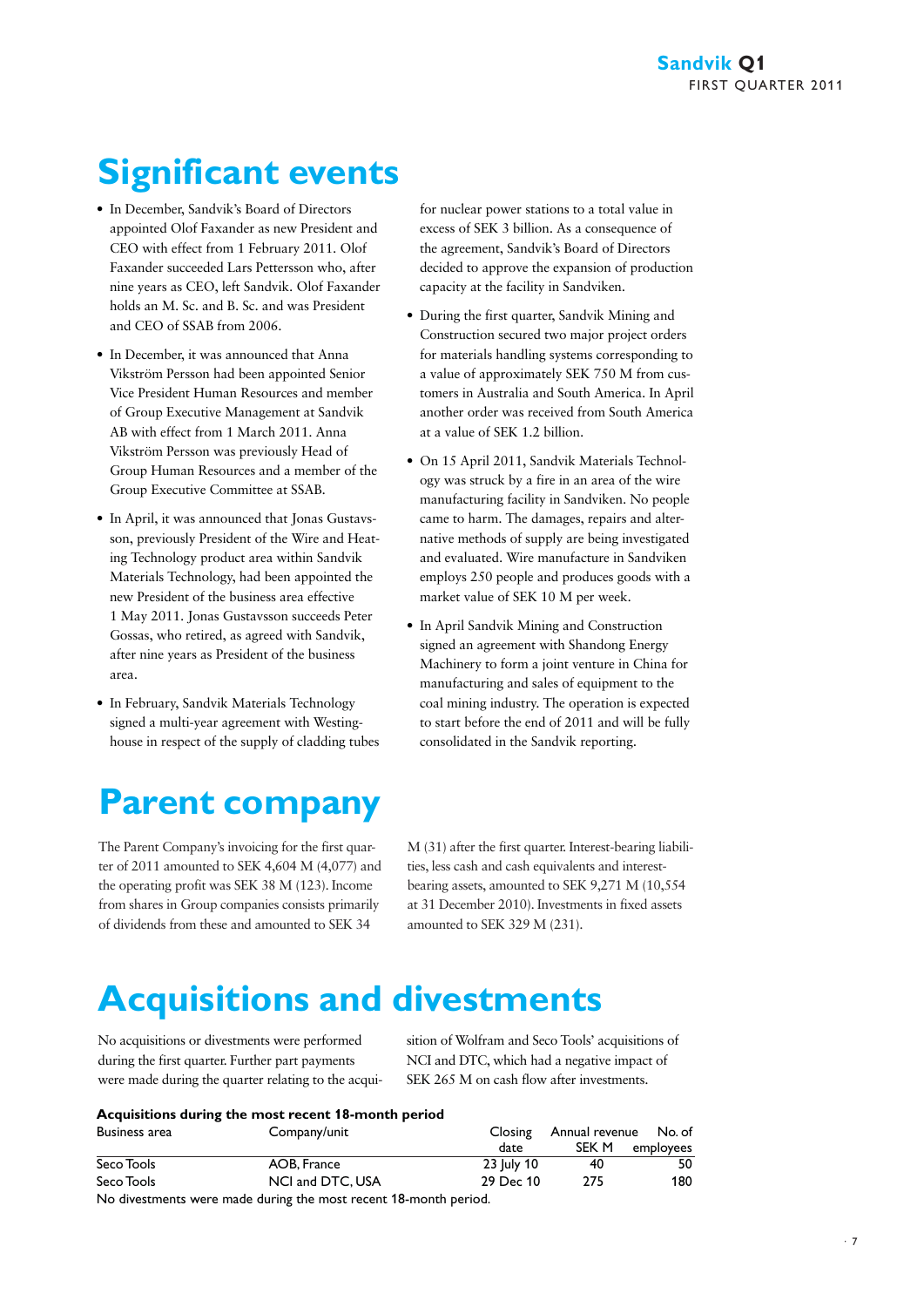# Significant events

- In December, Sandvik's Board of Directors appointed Olof Faxander as new President and CEO with effect from 1 February 2011. Olof Faxander succeeded Lars Pettersson who, after nine years as CEO, left Sandvik. Olof Faxander holds an M. Sc. and B. Sc. and was President and CEO of SSAB from 2006.
- In December, it was announced that Anna Vikström Persson had been appointed Senior Vice President Human Resources and member of Group Executive Management at Sandvik AB with effect from 1 March 2011. Anna Vikström Persson was previously Head of Group Human Resources and a member of the Group Executive Committee at SSAB.
- In April, it was announced that Jonas Gustavsson, previously President of the Wire and Heating Technology product area within Sandvik Materials Technology, had been appointed the new President of the business area effective 1 May 2011. Jonas Gustavsson succeeds Peter Gossas, who retired, as agreed with Sandvik, after nine years as President of the business area.
- In February, Sandvik Materials Technology signed a multi-year agreement with Westinghouse in respect of the supply of cladding tubes for nuclear power stations to a total value in excess of SEK 3 billion. As a consequence of the agreement, Sandvik's Board of Directors decided to approve the expansion of production capacity at the facility in Sandviken.
- During the first quarter, Sandvik Mining and Construction secured two major project orders for materials handling systems corresponding to a value of approximately SEK 750 M from customers in Australia and South America. In April another order was received from South America at a value of SEK 1.2 billion.
- On 15 April 2011, Sandvik Materials Technology was struck by a fire in an area of the wire manufacturing facility in Sandviken. No people came to harm. The damages, repairs and alternative methods of supply are being investigated and evaluated. Wire manufacture in Sandviken employs 250 people and produces goods with a market value of SEK 10 M per week.
- In April Sandvik Mining and Construction signed an agreement with Shandong Energy Machinery to form a joint venture in China for manufacturing and sales of equipment to the coal mining industry. The operation is expected to start before the end of 2011 and will be fully consolidated in the Sandvik reporting.

# Parent company

The Parent Company's invoicing for the first quarter of 2011 amounted to SEK 4,604 M (4,077) and the operating profit was SEK 38 M (123). Income from shares in Group companies consists primarily of dividends from these and amounted to SEK 34 M (31) after the first quarter. Interest-bearing liabilities, less cash and cash equivalents and interest-bearing assets, amounted to SEK 9,271 M (10,554 at 31 December 2010). Investments in fixed assets amounted to SEK 329 M (231).

# Acquisitions and divestments

No acquisitions or divestments were performed during the first quarter. Further part payments were made during the quarter relating to the acquisition of Wolfram and Seco Tools' acquisitions of NCI and DTC, which had a negative impact of SEK 265 M on cash flow after investments.

**Acquisitions during the most recent 18-month period**

| Business area | Company/unit | Closing date | Annual revenue SEK M | No. of employees |
|---|---|---|---|---|
| Seco Tools | AOB, France | 23 July 10 | 40 | 50 |
| Seco Tools | NCI and DTC, USA | 29 Dec 10 | 275 | 180 |

No divestments were made during the most recent 18-month period.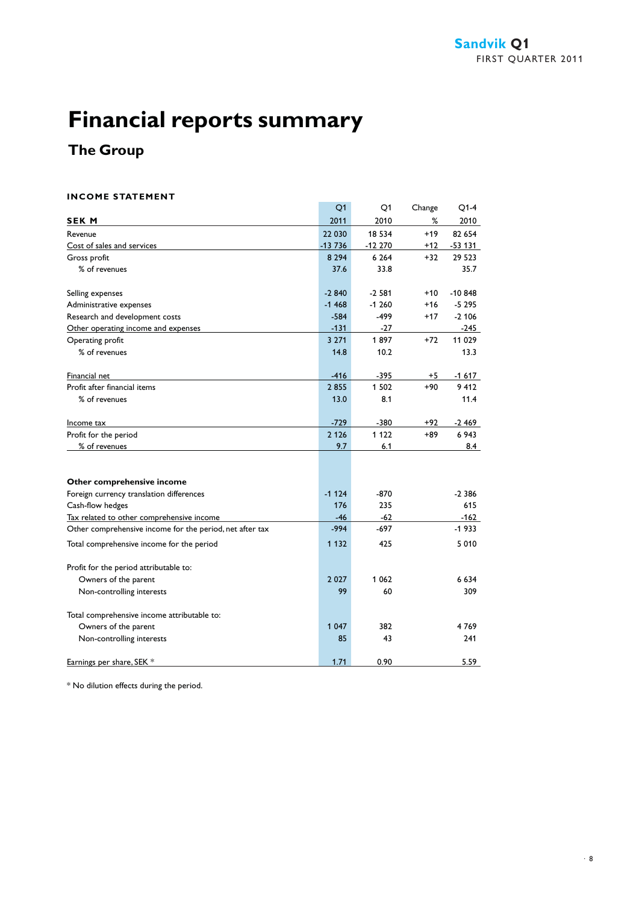# Financial reports summary

## The Group

**INCOME STATEMENT**

| SEK M | Q1 2011 | Q1 2010 | Change % | Q1-4 2010 |
|---|---|---|---|---|
| Revenue | 22 030 | 18 534 | +19 | 82 654 |
| Cost of sales and services | -13 736 | -12 270 | +12 | -53 131 |
| Gross profit | 8 294 | 6 264 | +32 | 29 523 |
| % of revenues | 37.6 | 33.8 | | 35.7 |
| | | | | |
| Selling expenses | -2 840 | -2 581 | +10 | -10 848 |
| Administrative expenses | -1 468 | -1 260 | +16 | -5 295 |
| Research and development costs | -584 | -499 | +17 | -2 106 |
| Other operating income and expenses | -131 | -27 | | -245 |
| Operating profit | 3 271 | 1 897 | +72 | 11 029 |
| % of revenues | 14.8 | 10.2 | | 13.3 |
| | | | | |
| Financial net | -416 | -395 | +5 | -1 617 |
| Profit after financial items | 2 855 | 1 502 | +90 | 9 412 |
| % of revenues | 13.0 | 8.1 | | 11.4 |
| | | | | |
| Income tax | -729 | -380 | +92 | -2 469 |
| Profit for the period | 2 126 | 1 122 | +89 | 6 943 |
| % of revenues | 9.7 | 6.1 | | 8.4 |
| | | | | |
| **Other comprehensive income** | | | | |
| Foreign currency translation differences | -1 124 | -870 | | -2 386 |
| Cash-flow hedges | 176 | 235 | | 615 |
| Tax related to other comprehensive income | -46 | -62 | | -162 |
| Other comprehensive income for the period, net after tax | -994 | -697 | | -1 933 |
| Total comprehensive income for the period | 1 132 | 425 | | 5 010 |
| | | | | |
| Profit for the period attributable to: | | | | |
| Owners of the parent | 2 027 | 1 062 | | 6 634 |
| Non-controlling interests | 99 | 60 | | 309 |
| | | | | |
| Total comprehensive income attributable to: | | | | |
| Owners of the parent | 1 047 | 382 | | 4 769 |
| Non-controlling interests | 85 | 43 | | 241 |
| | | | | |
| Earnings per share, SEK * | 1.71 | 0.90 | | 5.59 |

* No dilution effects during the period.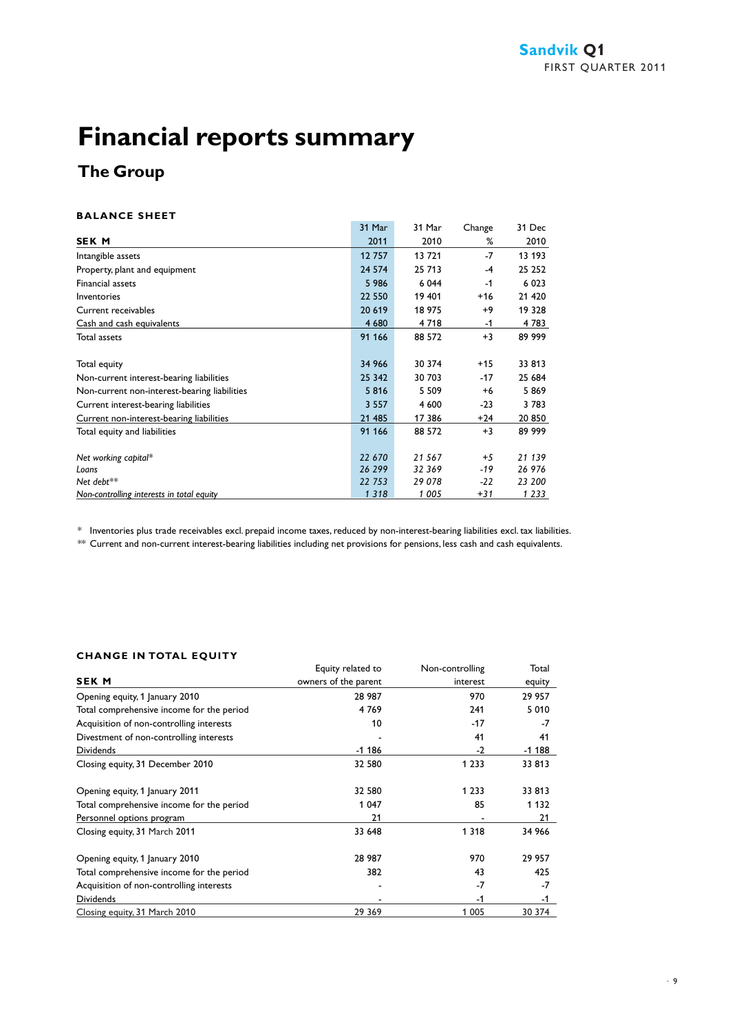# Financial reports summary

## The Group

### BALANCE SHEET

| SEK M | 31 Mar 2011 | 31 Mar 2010 | Change % | 31 Dec 2010 |
|---|---|---|---|---|
| Intangible assets | 12 757 | 13 721 | -7 | 13 193 |
| Property, plant and equipment | 24 574 | 25 713 | -4 | 25 252 |
| Financial assets | 5 986 | 6 044 | -1 | 6 023 |
| Inventories | 22 550 | 19 401 | +16 | 21 420 |
| Current receivables | 20 619 | 18 975 | +9 | 19 328 |
| Cash and cash equivalents | 4 680 | 4 718 | -1 | 4 783 |
| Total assets | 91 166 | 88 572 | +3 | 89 999 |
| | | | | |
| Total equity | 34 966 | 30 374 | +15 | 33 813 |
| Non-current interest-bearing liabilities | 25 342 | 30 703 | -17 | 25 684 |
| Non-current non-interest-bearing liabilities | 5 816 | 5 509 | +6 | 5 869 |
| Current interest-bearing liabilities | 3 557 | 4 600 | -23 | 3 783 |
| Current non-interest-bearing liabilities | 21 485 | 17 386 | +24 | 20 850 |
| Total equity and liabilities | 91 166 | 88 572 | +3 | 89 999 |
| | | | | |
| *Net working capital\** | *22 670* | *21 567* | *+5* | *21 139* |
| *Loans* | *26 299* | *32 369* | *-19* | *26 976* |
| *Net debt\*\** | *22 753* | *29 078* | *-22* | *23 200* |
| *Non-controlling interests in total equity* | *1 318* | *1 005* | *+31* | *1 233* |

\* Inventories plus trade receivables excl. prepaid income taxes, reduced by non-interest-bearing liabilities excl. tax liabilities.

\*\* Current and non-current interest-bearing liabilities including net provisions for pensions, less cash and cash equivalents.

### CHANGE IN TOTAL EQUITY

| SEK M | Equity related to owners of the parent | Non-controlling interest | Total equity |
|---|---|---|---|
| Opening equity, 1 January 2010 | 28 987 | 970 | 29 957 |
| Total comprehensive income for the period | 4 769 | 241 | 5 010 |
| Acquisition of non-controlling interests | 10 | -17 | -7 |
| Divestment of non-controlling interests | - | 41 | 41 |
| Dividends | -1 186 | -2 | -1 188 |
| Closing equity, 31 December 2010 | 32 580 | 1 233 | 33 813 |
| | | | |
| Opening equity, 1 January 2011 | 32 580 | 1 233 | 33 813 |
| Total comprehensive income for the period | 1 047 | 85 | 1 132 |
| Personnel options program | 21 | - | 21 |
| Closing equity, 31 March 2011 | 33 648 | 1 318 | 34 966 |
| | | | |
| Opening equity, 1 January 2010 | 28 987 | 970 | 29 957 |
| Total comprehensive income for the period | 382 | 43 | 425 |
| Acquisition of non-controlling interests | - | -7 | -7 |
| Dividends | - | -1 | -1 |
| Closing equity, 31 March 2010 | 29 369 | 1 005 | 30 374 |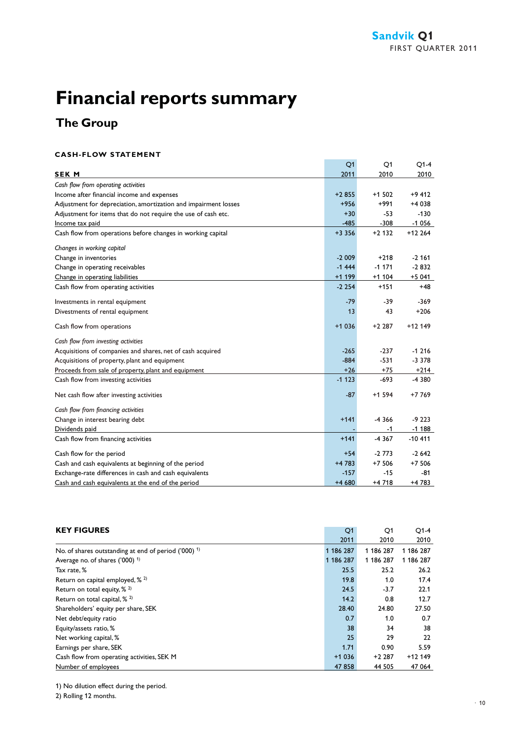# Financial reports summary

## The Group

### CASH-FLOW STATEMENT

| SEK M | Q1 2011 | Q1 2010 | Q1-4 2010 |
|---|---|---|---|
| *Cash flow from operating activities* | | | |
| Income after financial income and expenses | +2 855 | +1 502 | +9 412 |
| Adjustment for depreciation, amortization and impairment losses | +956 | +991 | +4 038 |
| Adjustment for items that do not require the use of cash etc. | +30 | -53 | -130 |
| Income tax paid | -485 | -308 | -1 056 |
| Cash flow from operations before changes in working capital | +3 356 | +2 132 | +12 264 |
| *Changes in working capital* | | | |
| Change in inventories | -2 009 | +218 | -2 161 |
| Change in operating receivables | -1 444 | -1 171 | -2 832 |
| Change in operating liabilities | +1 199 | +1 104 | +5 041 |
| Cash flow from operating activities | -2 254 | +151 | +48 |
| Investments in rental equipment | -79 | -39 | -369 |
| Divestments of rental equipment | 13 | 43 | +206 |
| Cash flow from operations | +1 036 | +2 287 | +12 149 |
| *Cash flow from investing activities* | | | |
| Acquisitions of companies and shares, net of cash acquired | -265 | -237 | -1 216 |
| Acquisitions of property, plant and equipment | -884 | -531 | -3 378 |
| Proceeds from sale of property, plant and equipment | +26 | +75 | +214 |
| Cash flow from investing activities | -1 123 | -693 | -4 380 |
| Net cash flow after investing activities | -87 | +1 594 | +7 769 |
| *Cash flow from financing activities* | | | |
| Change in interest bearing debt | +141 | -4 366 | -9 223 |
| Dividends paid | - | -1 | -1 188 |
| Cash flow from financing activities | +141 | -4 367 | -10 411 |
| Cash flow for the period | +54 | -2 773 | -2 642 |
| Cash and cash equivalents at beginning of the period | +4 783 | +7 506 | +7 506 |
| Exchange-rate differences in cash and cash equivalents | -157 | -15 | -81 |
| Cash and cash equivalents at the end of the period | +4 680 | +4 718 | +4 783 |

### KEY FIGURES

| | Q1 2011 | Q1 2010 | Q1-4 2010 |
|---|---|---|---|
| No. of shares outstanding at end of period ('000) [1] | 1 186 287 | 1 186 287 | 1 186 287 |
| Average no. of shares ('000) [1] | 1 186 287 | 1 186 287 | 1 186 287 |
| Tax rate, % | 25.5 | 25.2 | 26.2 |
| Return on capital employed, % [2] | 19.8 | 1.0 | 17.4 |
| Return on total equity, % [2] | 24.5 | -3.7 | 22.1 |
| Return on total capital, % [2] | 14.2 | 0.8 | 12.7 |
| Shareholders' equity per share, SEK | 28.40 | 24.80 | 27.50 |
| Net debt/equity ratio | 0.7 | 1.0 | 0.7 |
| Equity/assets ratio, % | 38 | 34 | 38 |
| Net working capital, % | 25 | 29 | 22 |
| Earnings per share, SEK | 1.71 | 0.90 | 5.59 |
| Cash flow from operating activities, SEK M | +1 036 | +2 287 | +12 149 |
| Number of employees | 47 858 | 44 505 | 47 064 |

1) No dilution effect during the period.

2) Rolling 12 months.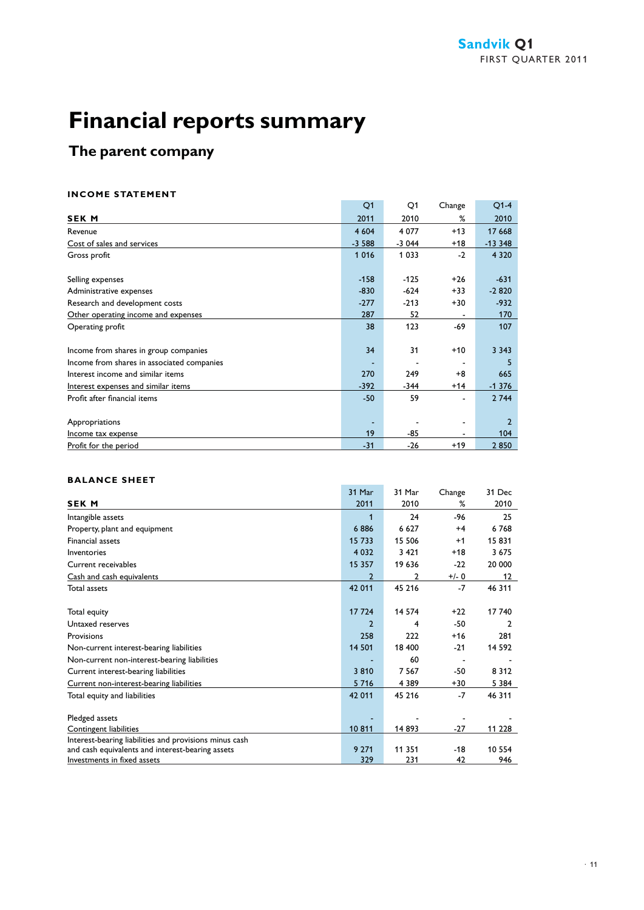# Financial reports summary

## The parent company

### INCOME STATEMENT

| SEK M | Q1 2011 | Q1 2010 | Change % | Q1-4 2010 |
|---|---|---|---|---|
| Revenue | 4 604 | 4 077 | +13 | 17 668 |
| Cost of sales and services | -3 588 | -3 044 | +18 | -13 348 |
| Gross profit | 1 016 | 1 033 | -2 | 4 320 |
| | | | | |
| Selling expenses | -158 | -125 | +26 | -631 |
| Administrative expenses | -830 | -624 | +33 | -2 820 |
| Research and development costs | -277 | -213 | +30 | -932 |
| Other operating income and expenses | 287 | 52 | - | 170 |
| Operating profit | 38 | 123 | -69 | 107 |
| | | | | |
| Income from shares in group companies | 34 | 31 | +10 | 3 343 |
| Income from shares in associated companies | - | - | - | 5 |
| Interest income and similar items | 270 | 249 | +8 | 665 |
| Interest expenses and similar items | -392 | -344 | +14 | -1 376 |
| Profit after financial items | -50 | 59 | - | 2 744 |
| | | | | |
| Appropriations | - | - | - | 2 |
| Income tax expense | 19 | -85 | - | 104 |
| Profit for the period | -31 | -26 | +19 | 2 850 |

### BALANCE SHEET

| SEK M | 31 Mar 2011 | 31 Mar 2010 | Change % | 31 Dec 2010 |
|---|---|---|---|---|
| Intangible assets | 1 | 24 | -96 | 25 |
| Property, plant and equipment | 6 886 | 6 627 | +4 | 6 768 |
| Financial assets | 15 733 | 15 506 | +1 | 15 831 |
| Inventories | 4 032 | 3 421 | +18 | 3 675 |
| Current receivables | 15 357 | 19 636 | -22 | 20 000 |
| Cash and cash equivalents | 2 | 2 | +/- 0 | 12 |
| Total assets | 42 011 | 45 216 | -7 | 46 311 |
| | | | | |
| Total equity | 17 724 | 14 574 | +22 | 17 740 |
| Untaxed reserves | 2 | 4 | -50 | 2 |
| Provisions | 258 | 222 | +16 | 281 |
| Non-current interest-bearing liabilities | 14 501 | 18 400 | -21 | 14 592 |
| Non-current non-interest-bearing liabilities | - | 60 | - | - |
| Current interest-bearing liabilities | 3 810 | 7 567 | -50 | 8 312 |
| Current non-interest-bearing liabilities | 5 716 | 4 389 | +30 | 5 384 |
| Total equity and liabilities | 42 011 | 45 216 | -7 | 46 311 |
| | | | | |
| Pledged assets | - | - | - | - |
| Contingent liabilities | 10 811 | 14 893 | -27 | 11 228 |
| Interest-bearing liabilities and provisions minus cash and cash equivalents and interest-bearing assets | 9 271 | 11 351 | -18 | 10 554 |
| Investments in fixed assets | 329 | 231 | 42 | 946 |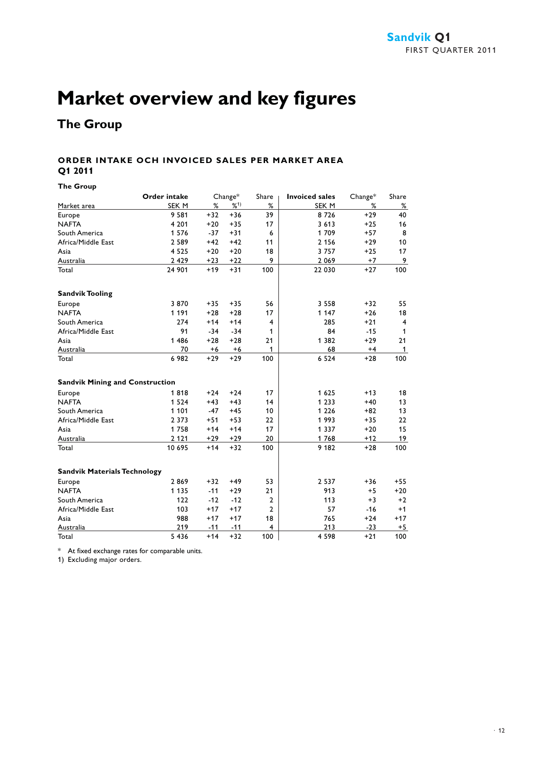# Market overview and key figures

## The Group

### ORDER INTAKE OCH INVOICED SALES PER MARKET AREA Q1 2011

**The Group**

| Market area | Order intake SEK M | Change* % | Change* %[1)] | Share % | Invoiced sales SEK M | Change* % | Share % |
|---|---|---|---|---|---|---|---|
| Europe | 9 581 | +32 | +36 | 39 | 8 726 | +29 | 40 |
| NAFTA | 4 201 | +20 | +35 | 17 | 3 613 | +25 | 16 |
| South America | 1 576 | -37 | +31 | 6 | 1 709 | +57 | 8 |
| Africa/Middle East | 2 589 | +42 | +42 | 11 | 2 156 | +29 | 10 |
| Asia | 4 525 | +20 | +20 | 18 | 3 757 | +25 | 17 |
| Australia | 2 429 | +23 | +22 | 9 | 2 069 | +7 | 9 |
| Total | 24 901 | +19 | +31 | 100 | 22 030 | +27 | 100 |
| **Sandvik Tooling** | | | | | | | |
| Europe | 3 870 | +35 | +35 | 56 | 3 558 | +32 | 55 |
| NAFTA | 1 191 | +28 | +28 | 17 | 1 147 | +26 | 18 |
| South America | 274 | +14 | +14 | 4 | 285 | +21 | 4 |
| Africa/Middle East | 91 | -34 | -34 | 1 | 84 | -15 | 1 |
| Asia | 1 486 | +28 | +28 | 21 | 1 382 | +29 | 21 |
| Australia | 70 | +6 | +6 | 1 | 68 | +4 | 1 |
| Total | 6 982 | +29 | +29 | 100 | 6 524 | +28 | 100 |
| **Sandvik Mining and Construction** | | | | | | | |
| Europe | 1 818 | +24 | +24 | 17 | 1 625 | +13 | 18 |
| NAFTA | 1 524 | +43 | +43 | 14 | 1 233 | +40 | 13 |
| South America | 1 101 | -47 | +45 | 10 | 1 226 | +82 | 13 |
| Africa/Middle East | 2 373 | +51 | +53 | 22 | 1 993 | +35 | 22 |
| Asia | 1 758 | +14 | +14 | 17 | 1 337 | +20 | 15 |
| Australia | 2 121 | +29 | +29 | 20 | 1 768 | +12 | 19 |
| Total | 10 695 | +14 | +32 | 100 | 9 182 | +28 | 100 |
| **Sandvik Materials Technology** | | | | | | | |
| Europe | 2 869 | +32 | +49 | 53 | 2 537 | +36 | +55 |
| NAFTA | 1 135 | -11 | +29 | 21 | 913 | +5 | +20 |
| South America | 122 | -12 | -12 | 2 | 113 | +3 | +2 |
| Africa/Middle East | 103 | +17 | +17 | 2 | 57 | -16 | +1 |
| Asia | 988 | +17 | +17 | 18 | 765 | +24 | +17 |
| Australia | 219 | -11 | -11 | 4 | 213 | -23 | +5 |
| Total | 5 436 | +14 | +32 | 100 | 4 598 | +21 | 100 |

\* At fixed exchange rates for comparable units.

1) Excluding major orders.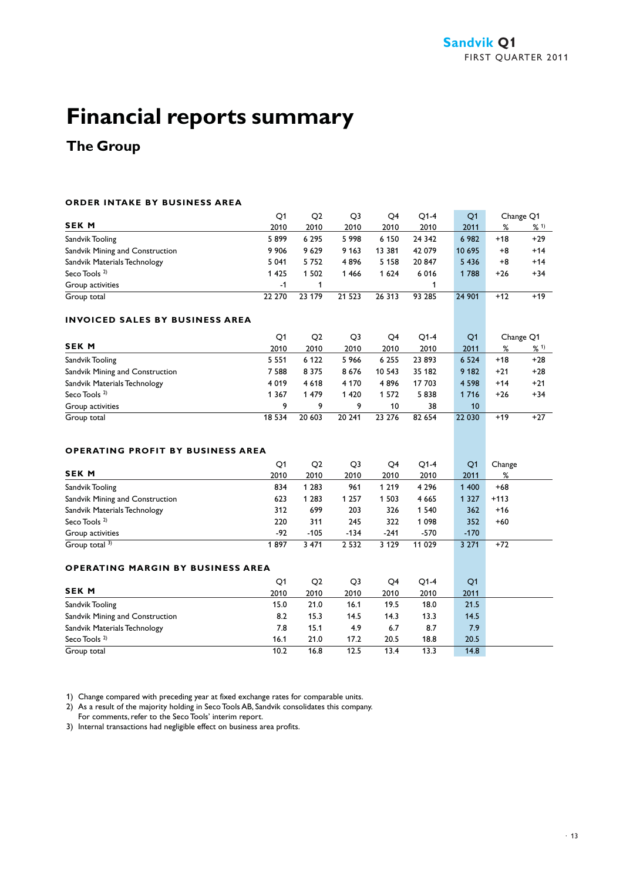# Financial reports summary

## The Group

### ORDER INTAKE BY BUSINESS AREA

| SEK M | Q1 2010 | Q2 2010 | Q3 2010 | Q4 2010 | Q1-4 2010 | Q1 2011 | Change Q1 % | Change Q1 % [1] |
|---|---|---|---|---|---|---|---|---|
| Sandvik Tooling | 5 899 | 6 295 | 5 998 | 6 150 | 24 342 | 6 982 | +18 | +29 |
| Sandvik Mining and Construction | 9 906 | 9 629 | 9 163 | 13 381 | 42 079 | 10 695 | +8 | +14 |
| Sandvik Materials Technology | 5 041 | 5 752 | 4 896 | 5 158 | 20 847 | 5 436 | +8 | +14 |
| Seco Tools [2] | 1 425 | 1 502 | 1 466 | 1 624 | 6 016 | 1 788 | +26 | +34 |
| Group activities | -1 | 1 | | | 1 | | | |
| Group total | 22 270 | 23 179 | 21 523 | 26 313 | 93 285 | 24 901 | +12 | +19 |

### INVOICED SALES BY BUSINESS AREA

| SEK M | Q1 2010 | Q2 2010 | Q3 2010 | Q4 2010 | Q1-4 2010 | Q1 2011 | Change Q1 % | Change Q1 % [1] |
|---|---|---|---|---|---|---|---|---|
| Sandvik Tooling | 5 551 | 6 122 | 5 966 | 6 255 | 23 893 | 6 524 | +18 | +28 |
| Sandvik Mining and Construction | 7 588 | 8 375 | 8 676 | 10 543 | 35 182 | 9 182 | +21 | +28 |
| Sandvik Materials Technology | 4 019 | 4 618 | 4 170 | 4 896 | 17 703 | 4 598 | +14 | +21 |
| Seco Tools [2] | 1 367 | 1 479 | 1 420 | 1 572 | 5 838 | 1 716 | +26 | +34 |
| Group activities | 9 | 9 | 9 | 10 | 38 | 10 | | |
| Group total | 18 534 | 20 603 | 20 241 | 23 276 | 82 654 | 22 030 | +19 | +27 |

### OPERATING PROFIT BY BUSINESS AREA

| SEK M | Q1 2010 | Q2 2010 | Q3 2010 | Q4 2010 | Q1-4 2010 | Q1 2011 | Change % |
|---|---|---|---|---|---|---|---|
| Sandvik Tooling | 834 | 1 283 | 961 | 1 219 | 4 296 | 1 400 | +68 |
| Sandvik Mining and Construction | 623 | 1 283 | 1 257 | 1 503 | 4 665 | 1 327 | +113 |
| Sandvik Materials Technology | 312 | 699 | 203 | 326 | 1 540 | 362 | +16 |
| Seco Tools [2] | 220 | 311 | 245 | 322 | 1 098 | 352 | +60 |
| Group activities | -92 | -105 | -134 | -241 | -570 | -170 | |
| Group total [3] | 1 897 | 3 471 | 2 532 | 3 129 | 11 029 | 3 271 | +72 |

### OPERATING MARGIN BY BUSINESS AREA

| SEK M | Q1 2010 | Q2 2010 | Q3 2010 | Q4 2010 | Q1-4 2010 | Q1 2011 |
|---|---|---|---|---|---|---|
| Sandvik Tooling | 15.0 | 21.0 | 16.1 | 19.5 | 18.0 | 21.5 |
| Sandvik Mining and Construction | 8.2 | 15.3 | 14.5 | 14.3 | 13.3 | 14.5 |
| Sandvik Materials Technology | 7.8 | 15.1 | 4.9 | 6.7 | 8.7 | 7.9 |
| Seco Tools [2] | 16.1 | 21.0 | 17.2 | 20.5 | 18.8 | 20.5 |
| Group total | 10.2 | 16.8 | 12.5 | 13.4 | 13.3 | 14.8 |

1) Change compared with preceding year at fixed exchange rates for comparable units.
2) As a result of the majority holding in Seco Tools AB, Sandvik consolidates this company. For comments, refer to the Seco Tools' interim report.
3) Internal transactions had negligible effect on business area profits.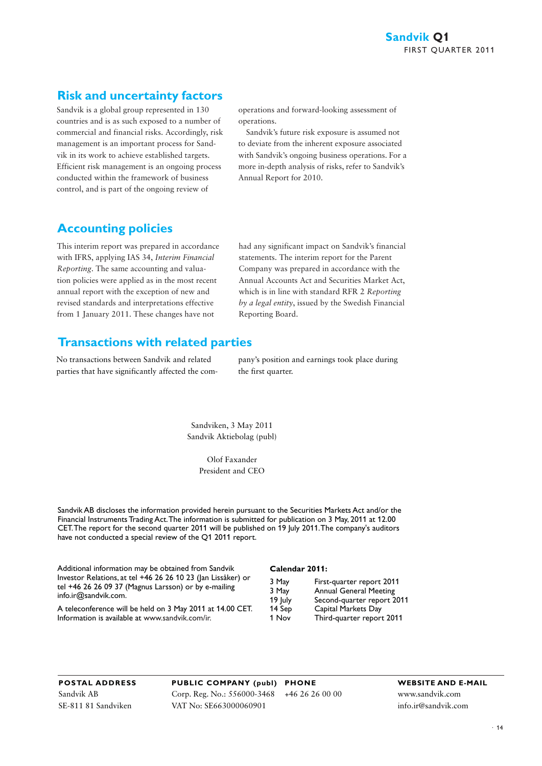## Risk and uncertainty factors

Sandvik is a global group represented in 130 countries and is as such exposed to a number of commercial and financial risks. Accordingly, risk management is an important process for Sandvik in its work to achieve established targets. Efficient risk management is an ongoing process conducted within the framework of business control, and is part of the ongoing review of operations and forward-looking assessment of operations.

Sandvik's future risk exposure is assumed not to deviate from the inherent exposure associated with Sandvik's ongoing business operations. For a more in-depth analysis of risks, refer to Sandvik's Annual Report for 2010.

## Accounting policies

This interim report was prepared in accordance with IFRS, applying IAS 34, *Interim Financial Reporting*. The same accounting and valuation policies were applied as in the most recent annual report with the exception of new and revised standards and interpretations effective from 1 January 2011. These changes have not had any significant impact on Sandvik's financial statements. The interim report for the Parent Company was prepared in accordance with the Annual Accounts Act and Securities Market Act, which is in line with standard RFR 2 *Reporting by a legal entity*, issued by the Swedish Financial Reporting Board.

## Transactions with related parties

No transactions between Sandvik and related parties that have significantly affected the company's position and earnings took place during the first quarter.

Sandviken, 3 May 2011
Sandvik Aktiebolag (publ)

Olof Faxander
President and CEO

Sandvik AB discloses the information provided herein pursuant to the Securities Markets Act and/or the Financial Instruments Trading Act. The information is submitted for publication on 3 May, 2011 at 12.00 CET. The report for the second quarter 2011 will be published on 19 July 2011. The company's auditors have not conducted a special review of the Q1 2011 report.

Additional information may be obtained from Sandvik Investor Relations, at tel +46 26 26 10 23 (Jan Lissåker) or tel +46 26 26 09 37 (Magnus Larsson) or by e-mailing info.ir@sandvik.com.

A teleconference will be held on 3 May 2011 at 14.00 CET. Information is available at www.sandvik.com/ir.

**Calendar 2011:**

| | |
|---|---|
| 3 May | First-quarter report 2011 |
| 3 May | Annual General Meeting |
| 19 July | Second-quarter report 2011 |
| 14 Sep | Capital Markets Day |
| 1 Nov | Third-quarter report 2011 |

| POSTAL ADDRESS | PUBLIC COMPANY (publ) | PHONE | WEBSITE AND E-MAIL |
|---|---|---|---|
| Sandvik AB | Corp. Reg. No.: 556000-3468 | +46 26 26 00 00 | www.sandvik.com |
| SE-811 81 Sandviken | VAT No: SE663000060901 | | info.ir@sandvik.com |